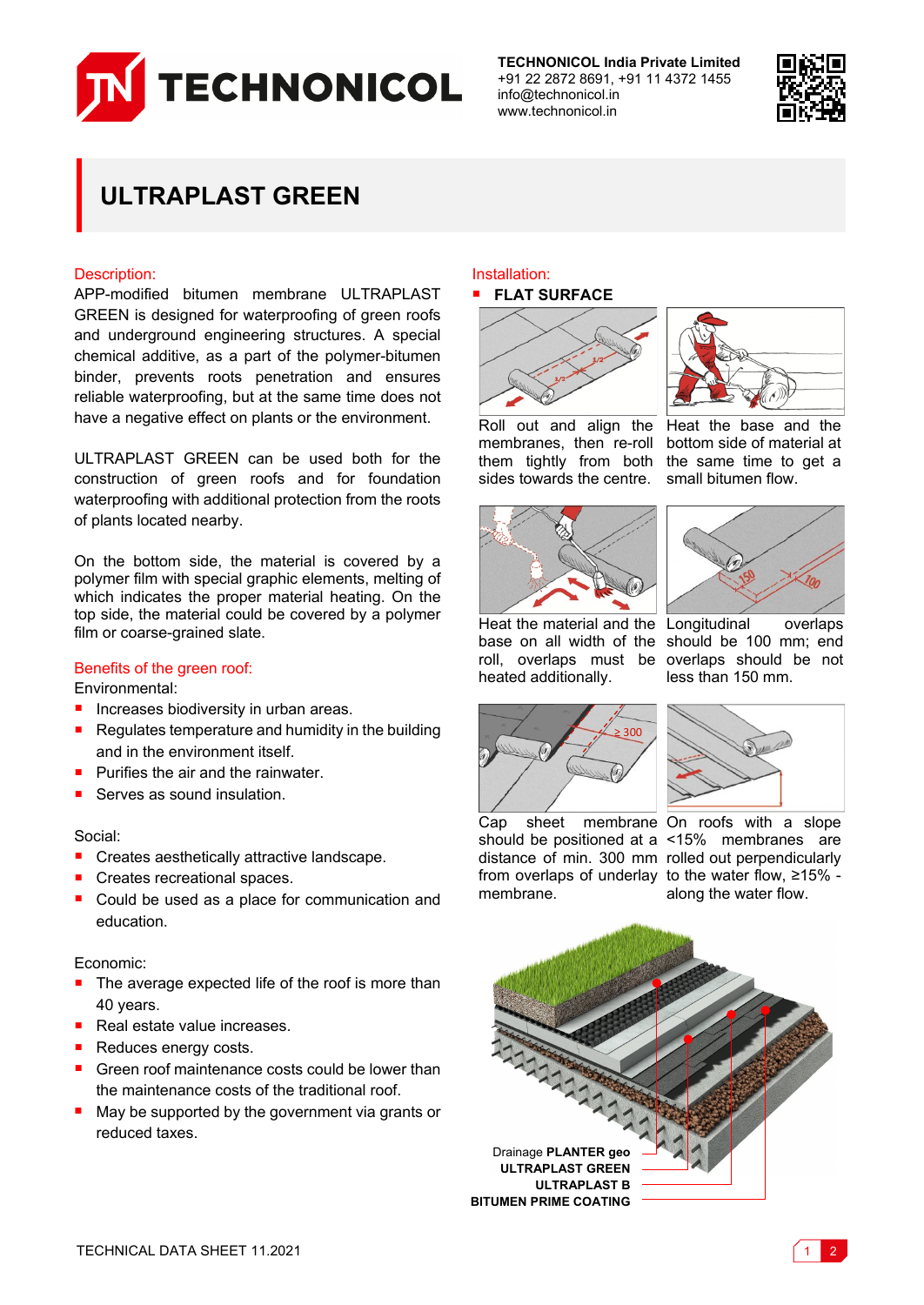**TECHNONICOL India Private Limited**
+91 22 2872 8691, +91 11 4372 1455
info@technonicol.in
www.technonicol.in

# ULTRAPLAST GREEN

## Description:

APP-modified bitumen membrane ULTRAPLAST GREEN is designed for waterproofing of green roofs and underground engineering structures. A special chemical additive, as a part of the polymer-bitumen binder, prevents roots penetration and ensures reliable waterproofing, but at the same time does not have a negative effect on plants or the environment.

ULTRAPLAST GREEN can be used both for the construction of green roofs and for foundation waterproofing with additional protection from the roots of plants located nearby.

On the bottom side, the material is covered by a polymer film with special graphic elements, melting of which indicates the proper material heating. On the top side, the material could be covered by a polymer film or coarse-grained slate.

## Benefits of the green roof:

Environmental:

- Increases biodiversity in urban areas.
- Regulates temperature and humidity in the building and in the environment itself.
- Purifies the air and the rainwater.
- Serves as sound insulation.

Social:

- Creates aesthetically attractive landscape.
- Creates recreational spaces.
- Could be used as a place for communication and education.

Economic:

- The average expected life of the roof is more than 40 years.
- Real estate value increases.
- Reduces energy costs.
- Green roof maintenance costs could be lower than the maintenance costs of the traditional roof.
- May be supported by the government via grants or reduced taxes.

## Installation:

- **FLAT SURFACE**

Roll out and align the membranes, then re-roll them tightly from both sides towards the centre.

Heat the base and the bottom side of material at the same time to get a small bitumen flow.

Heat the material and the base on all width of the roll, overlaps must be heated additionally.

Longitudinal overlaps should be 100 mm; end overlaps should be not less than 150 mm.

Cap sheet membrane should be positioned at a distance of min. 300 mm from overlaps of underlay membrane.

On roofs with a slope <15% membranes are rolled out perpendicularly to the water flow, ≥15% - along the water flow.

Drainage **PLANTER geo**
**ULTRAPLAST GREEN**
**ULTRAPLAST B**
**BITUMEN PRIME COATING**

TECHNICAL DATA SHEET 11.2021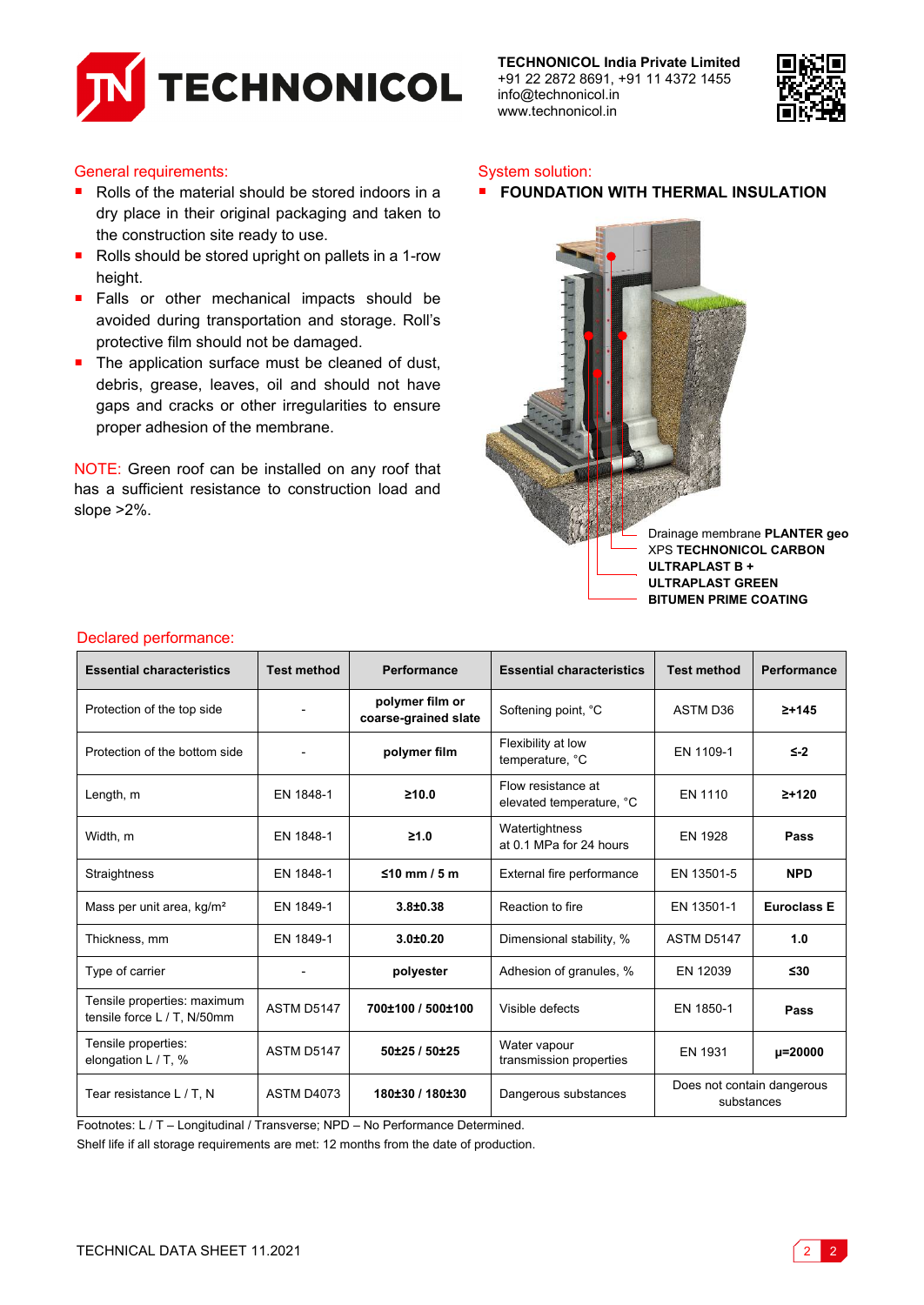**TECHNONICOL India Private Limited**
+91 22 2872 8691, +91 11 4372 1455
info@technonicol.in
www.technonicol.in

## General requirements:

- Rolls of the material should be stored indoors in a dry place in their original packaging and taken to the construction site ready to use.
- Rolls should be stored upright on pallets in a 1-row height.
- Falls or other mechanical impacts should be avoided during transportation and storage. Roll's protective film should not be damaged.
- The application surface must be cleaned of dust, debris, grease, leaves, oil and should not have gaps and cracks or other irregularities to ensure proper adhesion of the membrane.

NOTE: Green roof can be installed on any roof that has a sufficient resistance to construction load and slope >2%.

## System solution:

- **FOUNDATION WITH THERMAL INSULATION**

Drainage membrane **PLANTER geo**
XPS **TECHNONICOL CARBON**
**ULTRAPLAST B +**
**ULTRAPLAST GREEN**
**BITUMEN PRIME COATING**

## Declared performance:

| Essential characteristics | Test method | Performance | Essential characteristics | Test method | Performance |
|---|---|---|---|---|---|
| Protection of the top side | - | **polymer film or coarse-grained slate** | Softening point, °C | ASTM D36 | **≥+145** |
| Protection of the bottom side | - | **polymer film** | Flexibility at low temperature, °C | EN 1109-1 | **≤-2** |
| Length, m | EN 1848-1 | **≥10.0** | Flow resistance at elevated temperature, °C | EN 1110 | **≥+120** |
| Width, m | EN 1848-1 | **≥1.0** | Watertightness at 0.1 MPa for 24 hours | EN 1928 | **Pass** |
| Straightness | EN 1848-1 | **≤10 mm / 5 m** | External fire performance | EN 13501-5 | **NPD** |
| Mass per unit area, kg/m² | EN 1849-1 | **3.8±0.38** | Reaction to fire | EN 13501-1 | **Euroclass E** |
| Thickness, mm | EN 1849-1 | **3.0±0.20** | Dimensional stability, % | ASTM D5147 | **1.0** |
| Type of carrier | - | **polyester** | Adhesion of granules, % | EN 12039 | **≤30** |
| Tensile properties: maximum tensile force L / T, N/50mm | ASTM D5147 | **700±100 / 500±100** | Visible defects | EN 1850-1 | **Pass** |
| Tensile properties: elongation L / T, % | ASTM D5147 | **50±25 / 50±25** | Water vapour transmission properties | EN 1931 | **μ=20000** |
| Tear resistance L / T, N | ASTM D4073 | **180±30 / 180±30** | Dangerous substances | Does not contain dangerous substances | |

Footnotes: L / T – Longitudinal / Transverse; NPD – No Performance Determined.

Shelf life if all storage requirements are met: 12 months from the date of production.

TECHNICAL DATA SHEET 11.2021